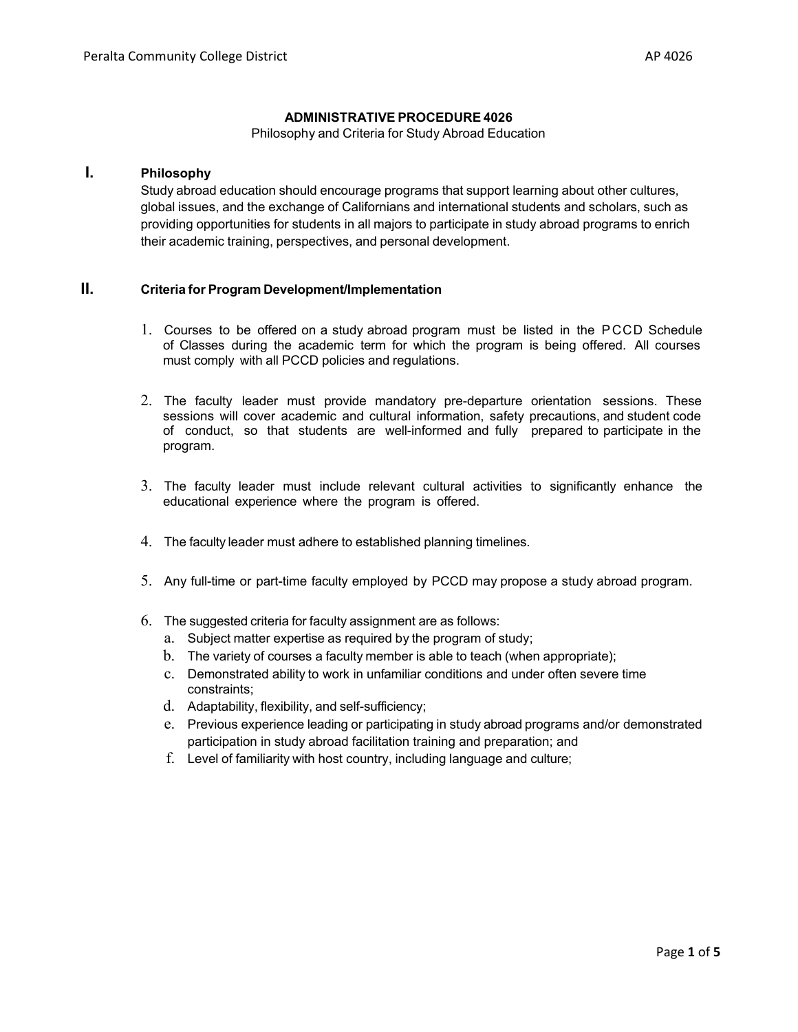# ADMINISTRATIVE PROCEDURE 4026

Philosophy and Criteria for Study Abroad Education

## I. Philosophy

Study abroad education should encourage programs that support learning about other cultures, global issues, and the exchange of Californians and international students and scholars, such as providing opportunities for students in all majors to participate in study abroad programs to enrich their academic training, perspectives, and personal development.

## II. Criteria for Program Development/Implementation

1. Courses to be offered on a study abroad program must be listed in the PCCD Schedule of Classes during the academic term for which the program is being offered. All courses must comply with all PCCD policies and regulations.

2. The faculty leader must provide mandatory pre-departure orientation sessions. These sessions will cover academic and cultural information, safety precautions, and student code of conduct, so that students are well-informed and fully prepared to participate in the program.

3. The faculty leader must include relevant cultural activities to significantly enhance the educational experience where the program is offered.

4. The faculty leader must adhere to established planning timelines.

5. Any full-time or part-time faculty employed by PCCD may propose a study abroad program.

6. The suggested criteria for faculty assignment are as follows:
   a. Subject matter expertise as required by the program of study;
   b. The variety of courses a faculty member is able to teach (when appropriate);
   c. Demonstrated ability to work in unfamiliar conditions and under often severe time constraints;
   d. Adaptability, flexibility, and self-sufficiency;
   e. Previous experience leading or participating in study abroad programs and/or demonstrated participation in study abroad facilitation training and preparation; and
   f. Level of familiarity with host country, including language and culture;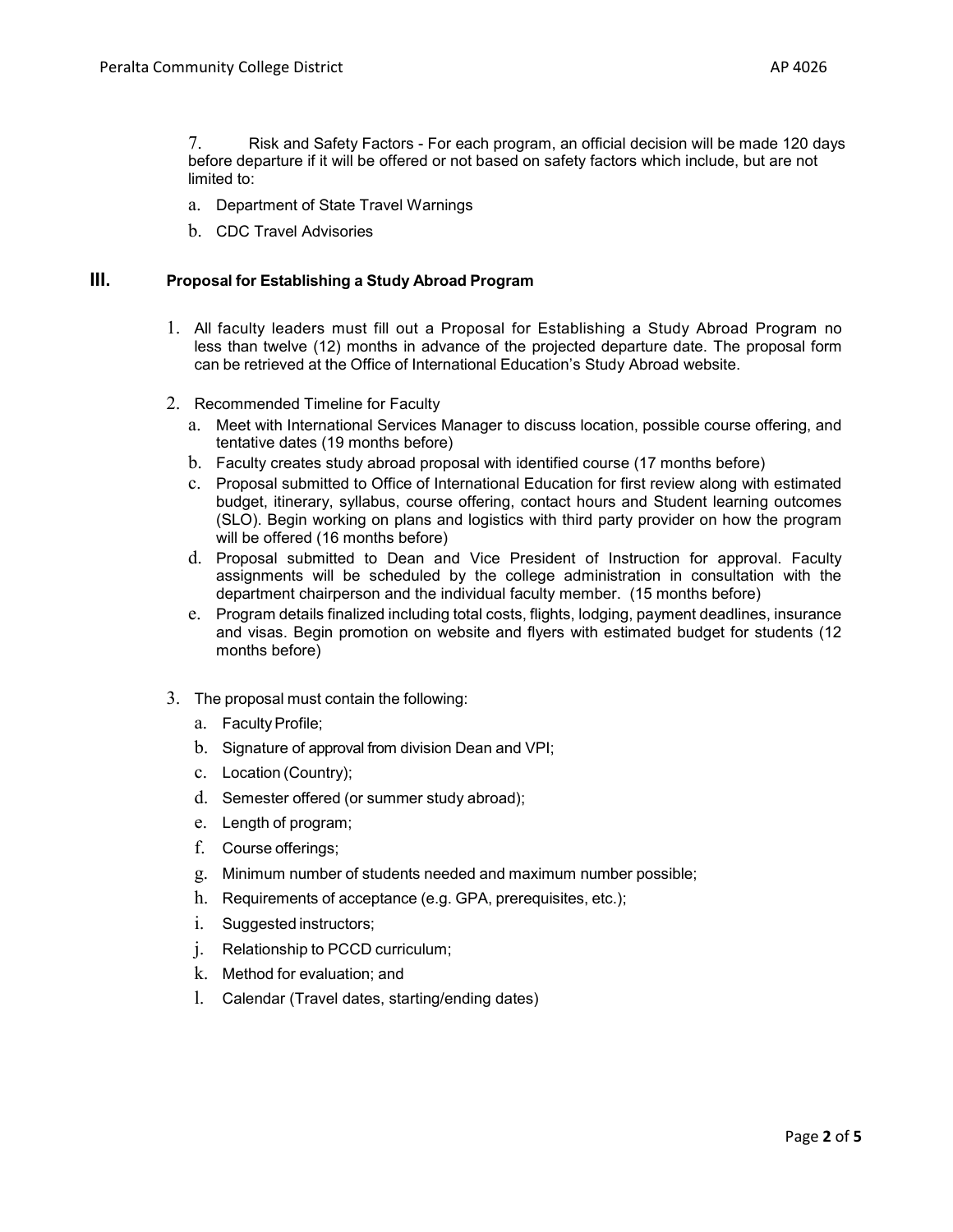7. Risk and Safety Factors - For each program, an official decision will be made 120 days before departure if it will be offered or not based on safety factors which include, but are not limited to:

   a. Department of State Travel Warnings

   b. CDC Travel Advisories

## III. Proposal for Establishing a Study Abroad Program

1. All faculty leaders must fill out a Proposal for Establishing a Study Abroad Program no less than twelve (12) months in advance of the projected departure date. The proposal form can be retrieved at the Office of International Education's Study Abroad website.

2. Recommended Timeline for Faculty
   a. Meet with International Services Manager to discuss location, possible course offering, and tentative dates (19 months before)
   b. Faculty creates study abroad proposal with identified course (17 months before)
   c. Proposal submitted to Office of International Education for first review along with estimated budget, itinerary, syllabus, course offering, contact hours and Student learning outcomes (SLO). Begin working on plans and logistics with third party provider on how the program will be offered (16 months before)
   d. Proposal submitted to Dean and Vice President of Instruction for approval. Faculty assignments will be scheduled by the college administration in consultation with the department chairperson and the individual faculty member. (15 months before)
   e. Program details finalized including total costs, flights, lodging, payment deadlines, insurance and visas. Begin promotion on website and flyers with estimated budget for students (12 months before)

3. The proposal must contain the following:
   a. Faculty Profile;
   b. Signature of approval from division Dean and VPI;
   c. Location (Country);
   d. Semester offered (or summer study abroad);
   e. Length of program;
   f. Course offerings;
   g. Minimum number of students needed and maximum number possible;
   h. Requirements of acceptance (e.g. GPA, prerequisites, etc.);
   i. Suggested instructors;
   j. Relationship to PCCD curriculum;
   k. Method for evaluation; and
   l. Calendar (Travel dates, starting/ending dates)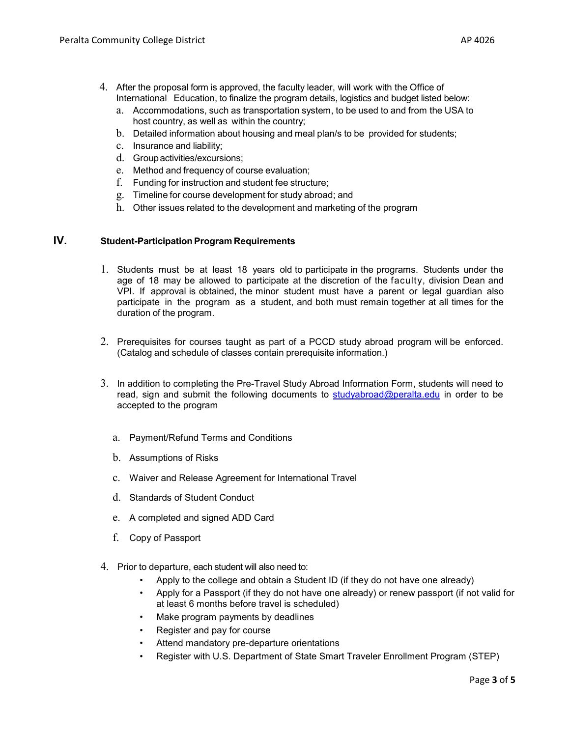4. After the proposal form is approved, the faculty leader, will work with the Office of International Education, to finalize the program details, logistics and budget listed below:
   a. Accommodations, such as transportation system, to be used to and from the USA to host country, as well as within the country;
   b. Detailed information about housing and meal plan/s to be provided for students;
   c. Insurance and liability;
   d. Group activities/excursions;
   e. Method and frequency of course evaluation;
   f. Funding for instruction and student fee structure;
   g. Timeline for course development for study abroad; and
   h. Other issues related to the development and marketing of the program

## IV. Student-Participation Program Requirements

1. Students must be at least 18 years old to participate in the programs. Students under the age of 18 may be allowed to participate at the discretion of the faculty, division Dean and VPI. If approval is obtained, the minor student must have a parent or legal guardian also participate in the program as a student, and both must remain together at all times for the duration of the program.

2. Prerequisites for courses taught as part of a PCCD study abroad program will be enforced. (Catalog and schedule of classes contain prerequisite information.)

3. In addition to completing the Pre-Travel Study Abroad Information Form, students will need to read, sign and submit the following documents to studyabroad@peralta.edu in order to be accepted to the program

   a. Payment/Refund Terms and Conditions

   b. Assumptions of Risks

   c. Waiver and Release Agreement for International Travel

   d. Standards of Student Conduct

   e. A completed and signed ADD Card

   f. Copy of Passport

4. Prior to departure, each student will also need to:
   - Apply to the college and obtain a Student ID (if they do not have one already)
   - Apply for a Passport (if they do not have one already) or renew passport (if not valid for at least 6 months before travel is scheduled)
   - Make program payments by deadlines
   - Register and pay for course
   - Attend mandatory pre-departure orientations
   - Register with U.S. Department of State Smart Traveler Enrollment Program (STEP)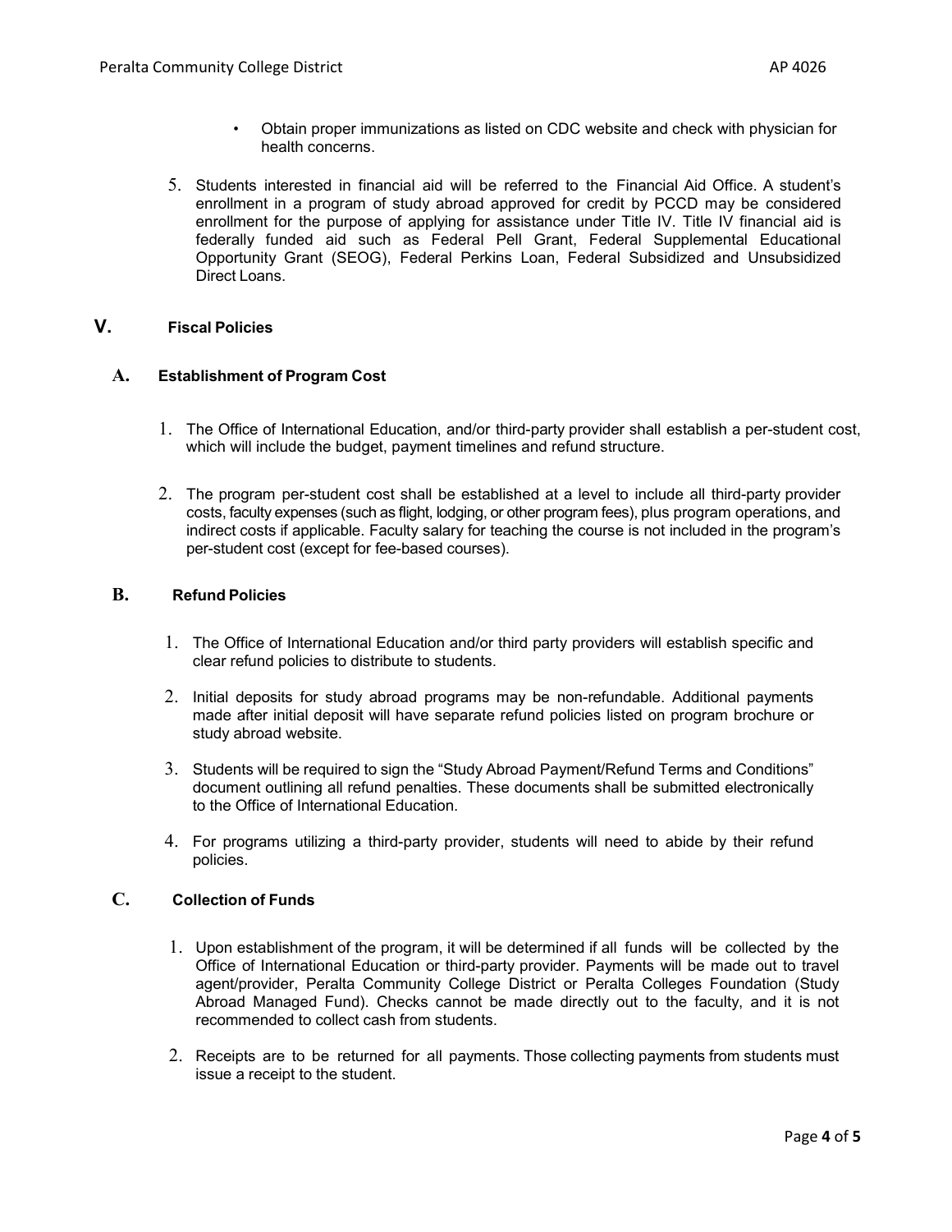- Obtain proper immunizations as listed on CDC website and check with physician for health concerns.

5. Students interested in financial aid will be referred to the Financial Aid Office. A student's enrollment in a program of study abroad approved for credit by PCCD may be considered enrollment for the purpose of applying for assistance under Title IV. Title IV financial aid is federally funded aid such as Federal Pell Grant, Federal Supplemental Educational Opportunity Grant (SEOG), Federal Perkins Loan, Federal Subsidized and Unsubsidized Direct Loans.

## V. Fiscal Policies

### A. Establishment of Program Cost

1. The Office of International Education, and/or third-party provider shall establish a per-student cost, which will include the budget, payment timelines and refund structure.

2. The program per-student cost shall be established at a level to include all third-party provider costs, faculty expenses (such as flight, lodging, or other program fees), plus program operations, and indirect costs if applicable. Faculty salary for teaching the course is not included in the program's per-student cost (except for fee-based courses).

### B. Refund Policies

1. The Office of International Education and/or third party providers will establish specific and clear refund policies to distribute to students.

2. Initial deposits for study abroad programs may be non-refundable. Additional payments made after initial deposit will have separate refund policies listed on program brochure or study abroad website.

3. Students will be required to sign the "Study Abroad Payment/Refund Terms and Conditions" document outlining all refund penalties. These documents shall be submitted electronically to the Office of International Education.

4. For programs utilizing a third-party provider, students will need to abide by their refund policies.

### C. Collection of Funds

1. Upon establishment of the program, it will be determined if all funds will be collected by the Office of International Education or third-party provider. Payments will be made out to travel agent/provider, Peralta Community College District or Peralta Colleges Foundation (Study Abroad Managed Fund). Checks cannot be made directly out to the faculty, and it is not recommended to collect cash from students.

2. Receipts are to be returned for all payments. Those collecting payments from students must issue a receipt to the student.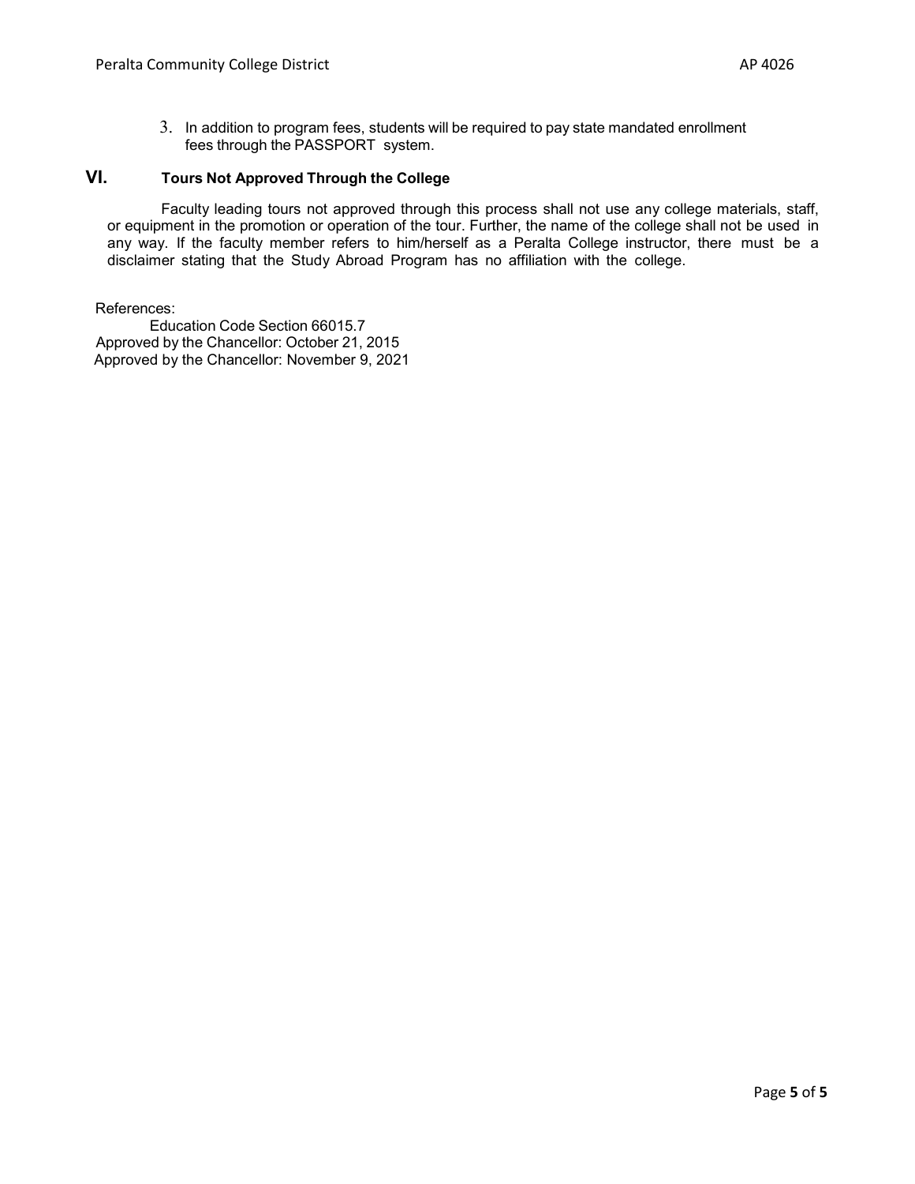3. In addition to program fees, students will be required to pay state mandated enrollment fees through the PASSPORT system.

## VI. Tours Not Approved Through the College

Faculty leading tours not approved through this process shall not use any college materials, staff, or equipment in the promotion or operation of the tour. Further, the name of the college shall not be used in any way. If the faculty member refers to him/herself as a Peralta College instructor, there must be a disclaimer stating that the Study Abroad Program has no affiliation with the college.

References:
Education Code Section 66015.7
Approved by the Chancellor: October 21, 2015
Approved by the Chancellor: November 9, 2021